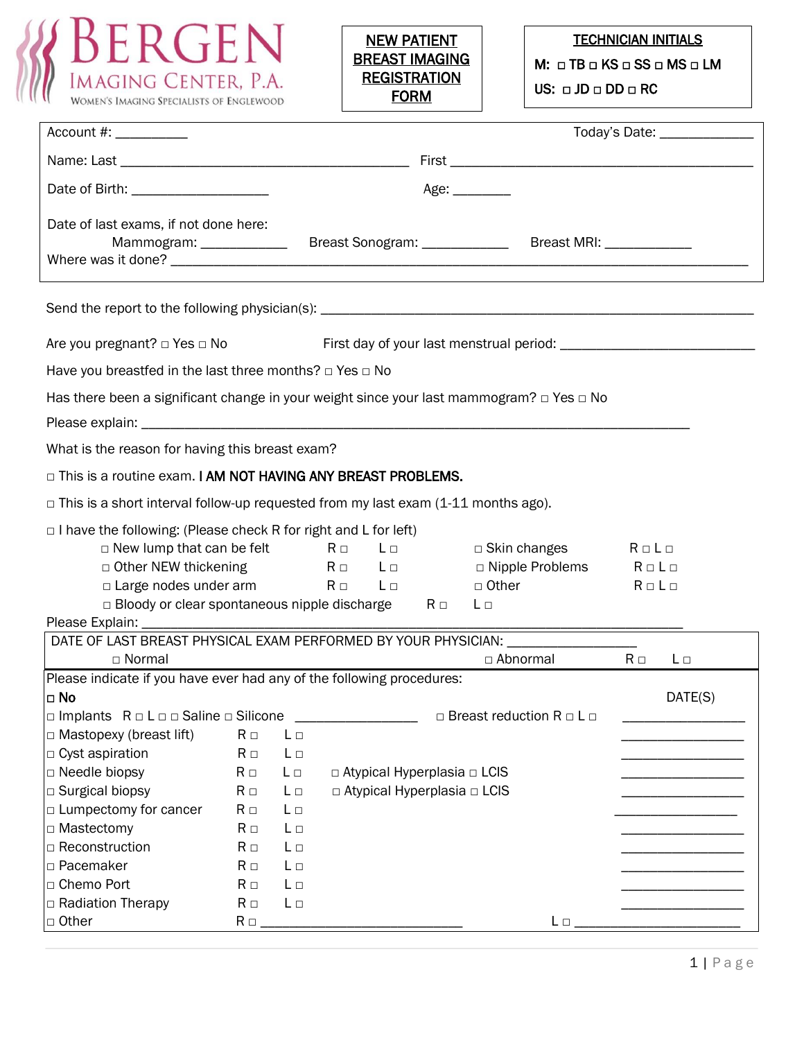# BERGEN IMAGING CENTER, P.A.

WOMEN'S IMAGING SPECIALISTS OF ENGLEWOOD

**NEW PATIENT BREAST IMAGING REGISTRATION FORM**

**TECHNICIAN INITIALS**

M: □ TB □ KS □ SS □ MS □ LM

US: □ JD □ DD □ RC

Account #: __________ Today's Date: _____________

Name: Last ________________________________________ First ___________________________________________

Date of Birth: ___________________ Age: ________

Date of last exams, if not done here:

Mammogram: ____________ Breast Sonogram: ____________ Breast MRI: ____________

Where was it done? ______________________________________________________________________________

Send the report to the following physician(s): ___________________________________________________________

Are you pregnant? □ Yes □ No First day of your last menstrual period: __________________________

Have you breastfed in the last three months? □ Yes □ No

Has there been a significant change in your weight since your last mammogram? □ Yes □ No

Please explain: __________________________________________________________________________

What is the reason for having this breast exam?

□ This is a routine exam. **I AM NOT HAVING ANY BREAST PROBLEMS.**

□ This is a short interval follow-up requested from my last exam (1-11 months ago).

□ I have the following: (Please check R for right and L for left)

| | | | | |
|---|---|---|---|---|
| □ New lump that can be felt | R □ | L □ | □ Skin changes | R □ L □ |
| □ Other NEW thickening | R □ | L □ | □ Nipple Problems | R □ L □ |
| □ Large nodes under arm | R □ | L □ | □ Other | R □ L □ |
| □ Bloody or clear spontaneous nipple discharge | R □ | L □ | | |

Please Explain: __________________________________________________________________________

DATE OF LAST BREAST PHYSICAL EXAM PERFORMED BY YOUR PHYSICIAN: _________________

□ Normal □ Abnormal R □ L □

Please indicate if you have ever had any of the following procedures:

| □ **No** | | | | DATE(S) |
|---|---|---|---|---|
| □ Implants R □ L □ □ Saline □ Silicone ______________ | | | □ Breast reduction R □ L □ | ________________ |
| □ Mastopexy (breast lift) | R □ | L □ | | ________________ |
| □ Cyst aspiration | R □ | L □ | | ________________ |
| □ Needle biopsy | R □ | L □ | □ Atypical Hyperplasia □ LCIS | ________________ |
| □ Surgical biopsy | R □ | L □ | □ Atypical Hyperplasia □ LCIS | ________________ |
| □ Lumpectomy for cancer | R □ | L □ | | ________________ |
| □ Mastectomy | R □ | L □ | | ________________ |
| □ Reconstruction | R □ | L □ | | ________________ |
| □ Pacemaker | R □ | L □ | | ________________ |
| □ Chemo Port | R □ | L □ | | ________________ |
| □ Radiation Therapy | R □ | L □ | | ________________ |
| □ Other | R □ ___________________________ | | L □ ______________________ | |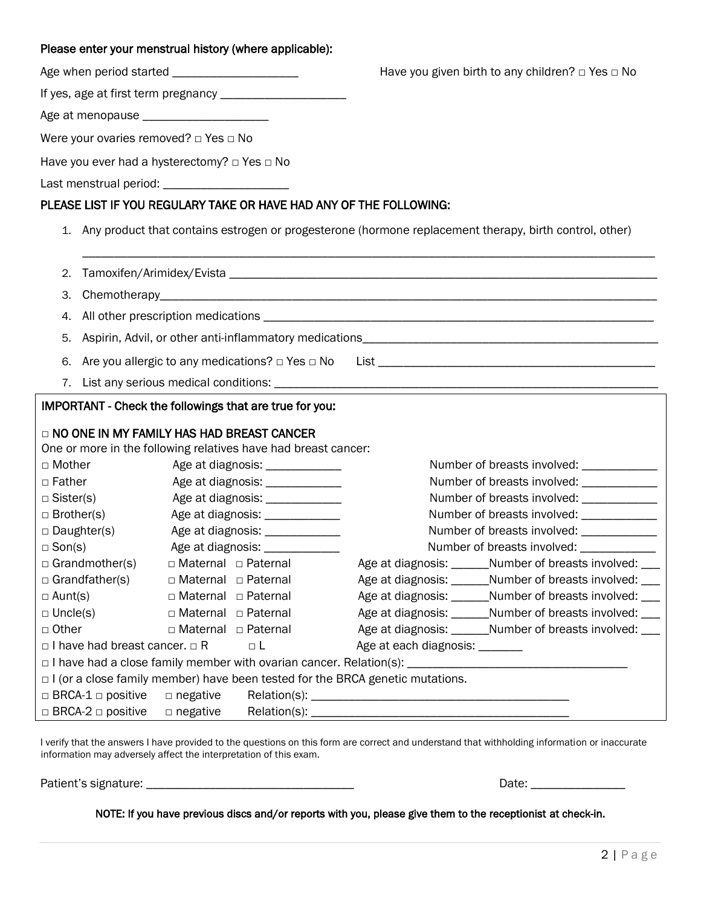**Please enter your menstrual history (where applicable):**

Age when period started ____________________

Have you given birth to any children? □ Yes □ No

If yes, age at first term pregnancy ____________________

Age at menopause ____________________

Were your ovaries removed? □ Yes □ No

Have you ever had a hysterectomy? □ Yes □ No

Last menstrual period: ____________________

**PLEASE LIST IF YOU REGULARY TAKE OR HAVE HAD ANY OF THE FOLLOWING:**

1. Any product that contains estrogen or progesterone (hormone replacement therapy, birth control, other)
   ______________________________________________________________________
2. Tamoxifen/Arimidex/Evista ______________________________________________________________________
3. Chemotherapy______________________________________________________________________
4. All other prescription medications ______________________________________________________________________
5. Aspirin, Advil, or other anti-inflammatory medications______________________________________________
6. Are you allergic to any medications? □ Yes □ No List ____________________________________________
7. List any serious medical conditions: ____________________________________________________________

**IMPORTANT - Check the followings that are true for you:**

**□ NO ONE IN MY FAMILY HAS HAD BREAST CANCER**

One or more in the following relatives have had breast cancer:

| | | | |
|---|---|---|---|
| □ Mother | Age at diagnosis: ____________ | | Number of breasts involved: ____________ |
| □ Father | Age at diagnosis: ____________ | | Number of breasts involved: ____________ |
| □ Sister(s) | Age at diagnosis: ____________ | | Number of breasts involved: ____________ |
| □ Brother(s) | Age at diagnosis: ____________ | | Number of breasts involved: ____________ |
| □ Daughter(s) | Age at diagnosis: ____________ | | Number of breasts involved: ____________ |
| □ Son(s) | Age at diagnosis: ____________ | | Number of breasts involved: ____________ |
| □ Grandmother(s) | □ Maternal □ Paternal | Age at diagnosis: ______ | Number of breasts involved: ___ |
| □ Grandfather(s) | □ Maternal □ Paternal | Age at diagnosis: ______ | Number of breasts involved: ___ |
| □ Aunt(s) | □ Maternal □ Paternal | Age at diagnosis: ______ | Number of breasts involved: ___ |
| □ Uncle(s) | □ Maternal □ Paternal | Age at diagnosis: ______ | Number of breasts involved: ___ |
| □ Other | □ Maternal □ Paternal | Age at diagnosis: ______ | Number of breasts involved: ___ |
| □ I have had breast cancer. □ R | □ L | Age at each diagnosis: _______ | |

□ I have had a close family member with ovarian cancer. Relation(s): ___________________________________

□ I (or a close family member) have been tested for the BRCA genetic mutations.

□ BRCA-1 □ positive □ negative Relation(s): ________________________________________

□ BRCA-2 □ positive □ negative Relation(s): ________________________________________

I verify that the answers I have provided to the questions on this form are correct and understand that withholding information or inaccurate information may adversely affect the interpretation of this exam.

Patient's signature: __________________________________ Date: _______________

**NOTE: If you have previous discs and/or reports with you, please give them to the receptionist at check-in.**